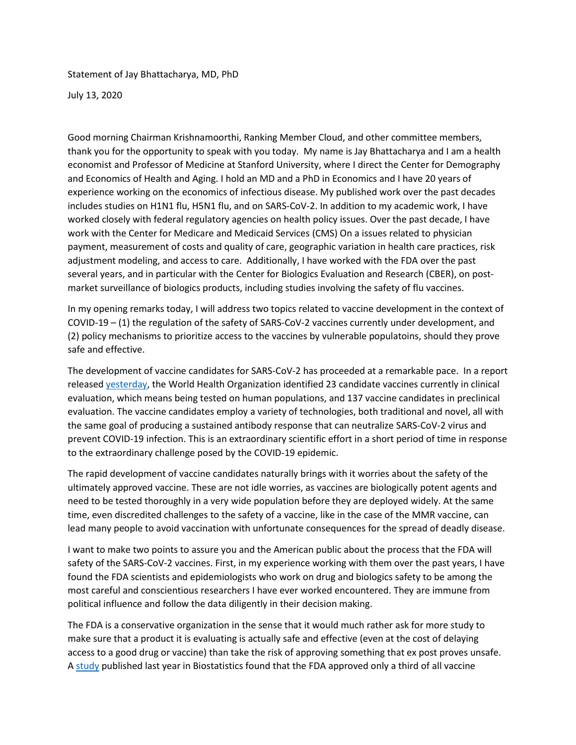Statement of Jay Bhattacharya, MD, PhD

July 13, 2020

Good morning Chairman Krishnamoorthi, Ranking Member Cloud, and other committee members, thank you for the opportunity to speak with you today. My name is Jay Bhattacharya and I am a health economist and Professor of Medicine at Stanford University, where I direct the Center for Demography and Economics of Health and Aging. I hold an MD and a PhD in Economics and I have 20 years of experience working on the economics of infectious disease. My published work over the past decades includes studies on H1N1 flu, H5N1 flu, and on SARS-CoV-2. In addition to my academic work, I have worked closely with federal regulatory agencies on health policy issues. Over the past decade, I have work with the Center for Medicare and Medicaid Services (CMS) On a issues related to physician payment, measurement of costs and quality of care, geographic variation in health care practices, risk adjustment modeling, and access to care. Additionally, I have worked with the FDA over the past several years, and in particular with the Center for Biologics Evaluation and Research (CBER), on post-market surveillance of biologics products, including studies involving the safety of flu vaccines.

In my opening remarks today, I will address two topics related to vaccine development in the context of COVID-19 – (1) the regulation of the safety of SARS-CoV-2 vaccines currently under development, and (2) policy mechanisms to prioritize access to the vaccines by vulnerable populatoins, should they prove safe and effective.

The development of vaccine candidates for SARS-CoV-2 has proceeded at a remarkable pace. In a report released yesterday, the World Health Organization identified 23 candidate vaccines currently in clinical evaluation, which means being tested on human populations, and 137 vaccine candidates in preclinical evaluation. The vaccine candidates employ a variety of technologies, both traditional and novel, all with the same goal of producing a sustained antibody response that can neutralize SARS-CoV-2 virus and prevent COVID-19 infection. This is an extraordinary scientific effort in a short period of time in response to the extraordinary challenge posed by the COVID-19 epidemic.

The rapid development of vaccine candidates naturally brings with it worries about the safety of the ultimately approved vaccine. These are not idle worries, as vaccines are biologically potent agents and need to be tested thoroughly in a very wide population before they are deployed widely. At the same time, even discredited challenges to the safety of a vaccine, like in the case of the MMR vaccine, can lead many people to avoid vaccination with unfortunate consequences for the spread of deadly disease.

I want to make two points to assure you and the American public about the process that the FDA will safety of the SARS-CoV-2 vaccines. First, in my experience working with them over the past years, I have found the FDA scientists and epidemiologists who work on drug and biologics safety to be among the most careful and conscientious researchers I have ever worked encountered. They are immune from political influence and follow the data diligently in their decision making.

The FDA is a conservative organization in the sense that it would much rather ask for more study to make sure that a product it is evaluating is actually safe and effective (even at the cost of delaying access to a good drug or vaccine) than take the risk of approving something that ex post proves unsafe. A study published last year in Biostatistics found that the FDA approved only a third of all vaccine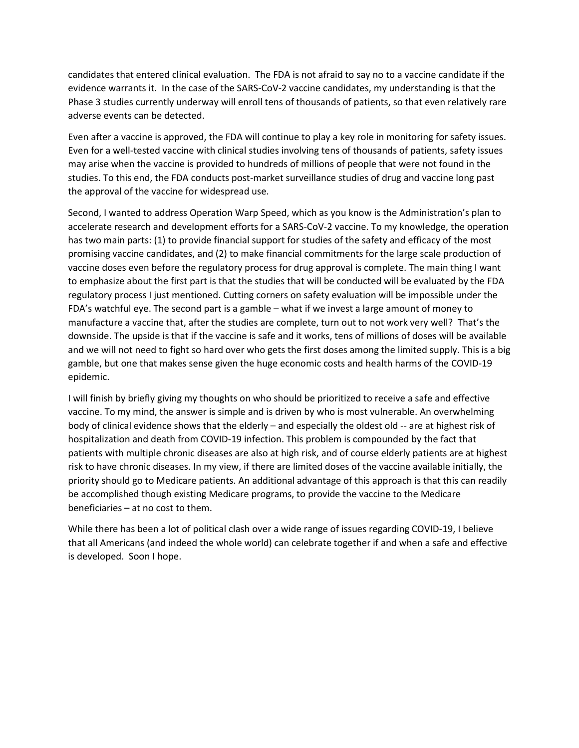candidates that entered clinical evaluation.  The FDA is not afraid to say no to a vaccine candidate if the evidence warrants it.  In the case of the SARS-CoV-2 vaccine candidates, my understanding is that the Phase 3 studies currently underway will enroll tens of thousands of patients, so that even relatively rare adverse events can be detected.

Even after a vaccine is approved, the FDA will continue to play a key role in monitoring for safety issues. Even for a well-tested vaccine with clinical studies involving tens of thousands of patients, safety issues may arise when the vaccine is provided to hundreds of millions of people that were not found in the studies. To this end, the FDA conducts post-market surveillance studies of drug and vaccine long past the approval of the vaccine for widespread use.

Second, I wanted to address Operation Warp Speed, which as you know is the Administration's plan to accelerate research and development efforts for a SARS-CoV-2 vaccine. To my knowledge, the operation has two main parts: (1) to provide financial support for studies of the safety and efficacy of the most promising vaccine candidates, and (2) to make financial commitments for the large scale production of vaccine doses even before the regulatory process for drug approval is complete. The main thing I want to emphasize about the first part is that the studies that will be conducted will be evaluated by the FDA regulatory process I just mentioned. Cutting corners on safety evaluation will be impossible under the FDA's watchful eye. The second part is a gamble – what if we invest a large amount of money to manufacture a vaccine that, after the studies are complete, turn out to not work very well?  That's the downside. The upside is that if the vaccine is safe and it works, tens of millions of doses will be available and we will not need to fight so hard over who gets the first doses among the limited supply. This is a big gamble, but one that makes sense given the huge economic costs and health harms of the COVID-19 epidemic.

I will finish by briefly giving my thoughts on who should be prioritized to receive a safe and effective vaccine. To my mind, the answer is simple and is driven by who is most vulnerable. An overwhelming body of clinical evidence shows that the elderly – and especially the oldest old -- are at highest risk of hospitalization and death from COVID-19 infection. This problem is compounded by the fact that patients with multiple chronic diseases are also at high risk, and of course elderly patients are at highest risk to have chronic diseases. In my view, if there are limited doses of the vaccine available initially, the priority should go to Medicare patients. An additional advantage of this approach is that this can readily be accomplished though existing Medicare programs, to provide the vaccine to the Medicare beneficiaries – at no cost to them.

While there has been a lot of political clash over a wide range of issues regarding COVID-19, I believe that all Americans (and indeed the whole world) can celebrate together if and when a safe and effective is developed.  Soon I hope.